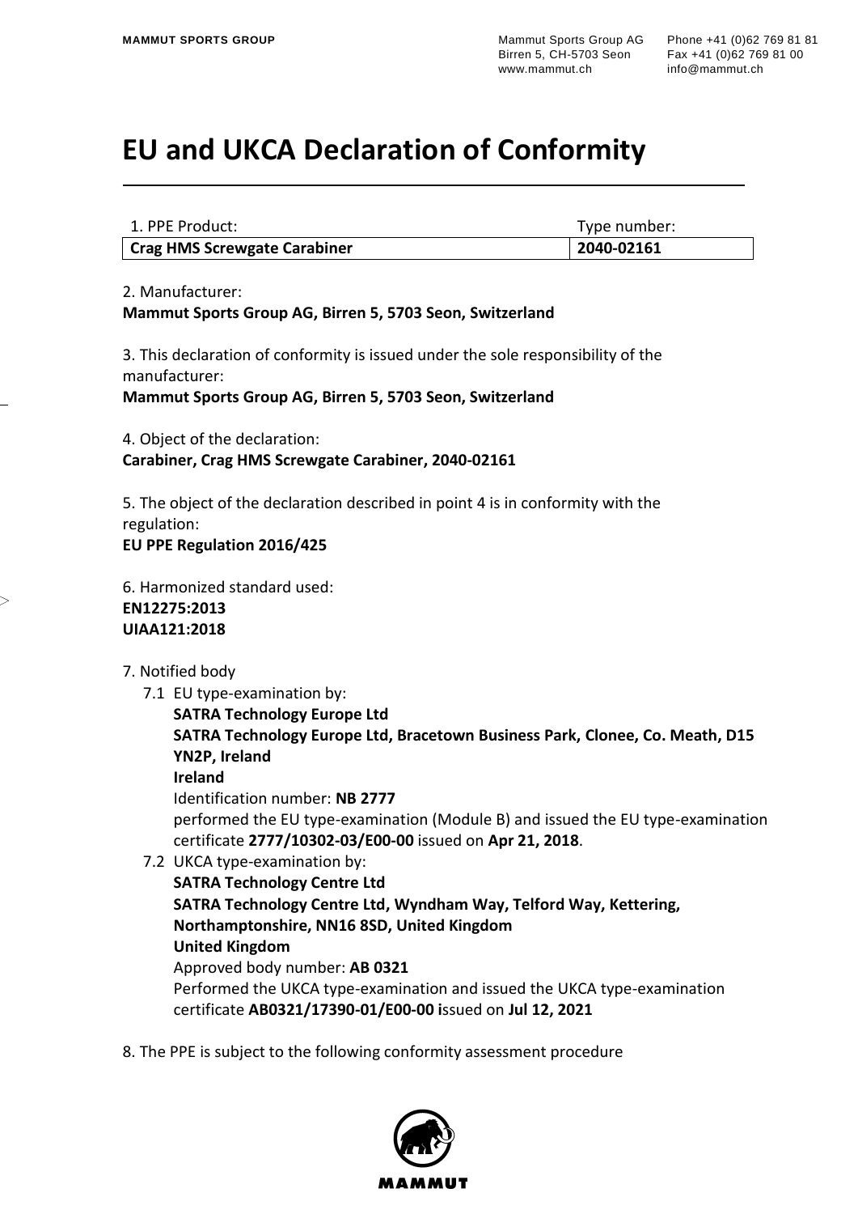# EU and UKCA Declaration of Conformity

| 1. PPE Product: | Type number: |
| --- | --- |
| **Crag HMS Screwgate Carabiner** | **2040-02161** |

2. Manufacturer:
**Mammut Sports Group AG, Birren 5, 5703 Seon, Switzerland**

3. This declaration of conformity is issued under the sole responsibility of the manufacturer:
**Mammut Sports Group AG, Birren 5, 5703 Seon, Switzerland**

4. Object of the declaration:
**Carabiner, Crag HMS Screwgate Carabiner, 2040-02161**

5. The object of the declaration described in point 4 is in conformity with the regulation:
**EU PPE Regulation 2016/425**

6. Harmonized standard used:
**EN12275:2013**
**UIAA121:2018**

7. Notified body

7.1 EU type-examination by:
**SATRA Technology Europe Ltd**
**SATRA Technology Europe Ltd, Bracetown Business Park, Clonee, Co. Meath, D15 YN2P, Ireland**
**Ireland**
Identification number: **NB 2777**
performed the EU type-examination (Module B) and issued the EU type-examination certificate **2777/10302-03/E00-00** issued on **Apr 21, 2018**.

7.2 UKCA type-examination by:
**SATRA Technology Centre Ltd**
**SATRA Technology Centre Ltd, Wyndham Way, Telford Way, Kettering, Northamptonshire, NN16 8SD, United Kingdom**
**United Kingdom**
Approved body number: **AB 0321**
Performed the UKCA type-examination and issued the UKCA type-examination certificate **AB0321/17390-01/E00-00 i**ssued on **Jul 12, 2021**

8. The PPE is subject to the following conformity assessment procedure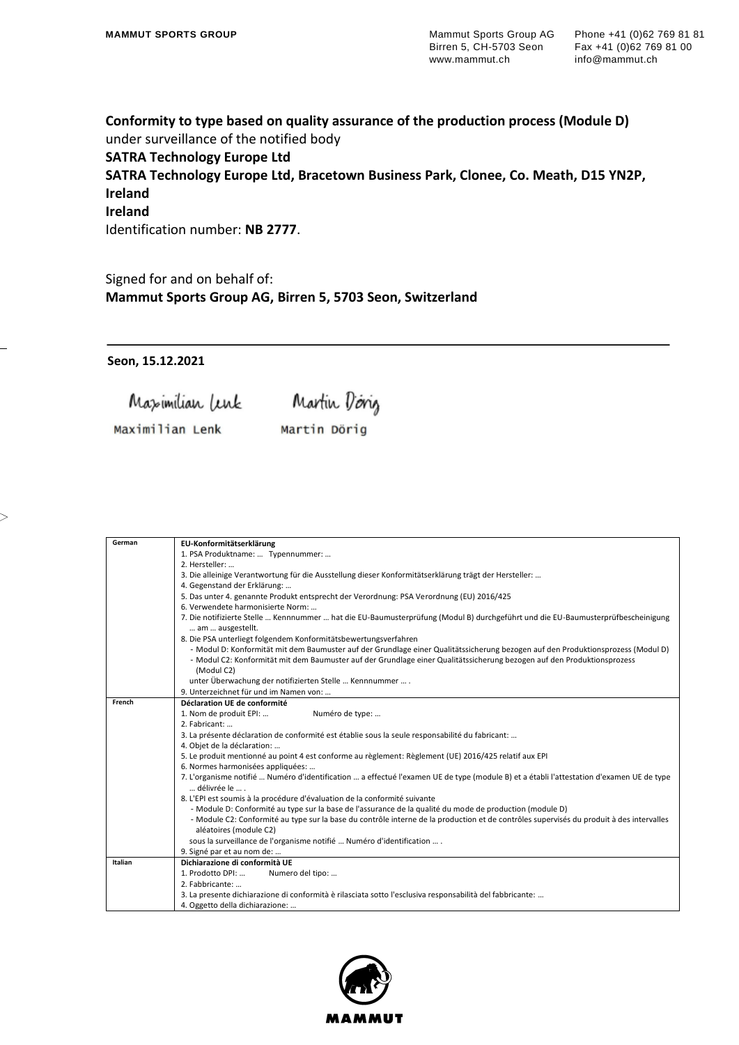**Conformity to type based on quality assurance of the production process (Module D)**
under surveillance of the notified body
**SATRA Technology Europe Ltd**
**SATRA Technology Europe Ltd, Bracetown Business Park, Clonee, Co. Meath, D15 YN2P, Ireland**
**Ireland**
Identification number: **NB 2777**.

Signed for and on behalf of:
**Mammut Sports Group AG, Birren 5, 5703 Seon, Switzerland**

**Seon, 15.12.2021**

Maximilian Lenk    Martin Dörig

| German | **EU-Konformitätserklärung**<br>1. PSA Produktname: … Typennummer: …<br>2. Hersteller: …<br>3. Die alleinige Verantwortung für die Ausstellung dieser Konformitätserklärung trägt der Hersteller: …<br>4. Gegenstand der Erklärung: …<br>5. Das unter 4. genannte Produkt entspricht der Verordnung: PSA Verordnung (EU) 2016/425<br>6. Verwendete harmonisierte Norm: …<br>7. Die notifizierte Stelle … Kennnummer … hat die EU-Baumusterprüfung (Modul B) durchgeführt und die EU-Baumusterprüfbescheinigung … am … ausgestellt.<br>8. Die PSA unterliegt folgendem Konformitätsbewertungsverfahren<br>- Modul D: Konformität mit dem Baumuster auf der Grundlage einer Qualitätssicherung bezogen auf den Produktionsprozess (Modul D)<br>- Modul C2: Konformität mit dem Baumuster auf der Grundlage einer Qualitätssicherung bezogen auf den Produktionsprozess (Modul C2)<br>unter Überwachung der notifizierten Stelle … Kennnummer … .<br>9. Unterzeichnet für und im Namen von: … |
|---|---|
| French | **Déclaration UE de conformité**<br>1. Nom de produit EPI: … Numéro de type: …<br>2. Fabricant: …<br>3. La présente déclaration de conformité est établie sous la seule responsabilité du fabricant: …<br>4. Objet de la déclaration: …<br>5. Le produit mentionné au point 4 est conforme au règlement: Règlement (UE) 2016/425 relatif aux EPI<br>6. Normes harmonisées appliquées: …<br>7. L'organisme notifié … Numéro d'identification … a effectué l'examen UE de type (module B) et a établi l'attestation d'examen UE de type … délivrée le … .<br>8. L'EPI est soumis à la procédure d'évaluation de la conformité suivante<br>- Module D: Conformité au type sur la base de l'assurance de la qualité du mode de production (module D)<br>- Module C2: Conformité au type sur la base du contrôle interne de la production et de contrôles supervisés du produit à des intervalles aléatoires (module C2)<br>sous la surveillance de l'organisme notifié … Numéro d'identification … .<br>9. Signé par et au nom de: … |
| Italian | **Dichiarazione di conformità UE**<br>1. Prodotto DPI: … Numero del tipo: …<br>2. Fabbricante: …<br>3. La presente dichiarazione di conformità è rilasciata sotto l'esclusiva responsabilità del fabbricante: …<br>4. Oggetto della dichiarazione: … |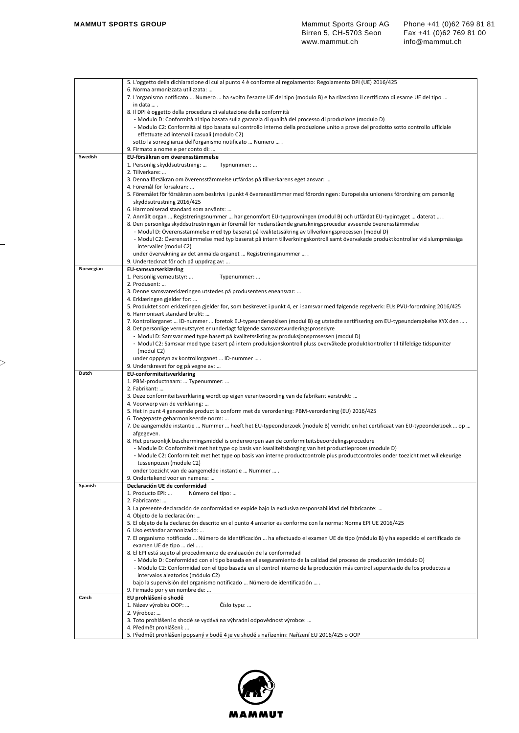| | |
|---|---|
| | 5. L'oggetto della dichiarazione di cui al punto 4 è conforme al regolamento: Regolamento DPI (UE) 2016/425<br>6. Norma armonizzata utilizzata: …<br>7. L'organismo notificato … Numero … ha svolto l'esame UE del tipo (modulo B) e ha rilasciato il certificato di esame UE del tipo … in data … .<br>8. Il DPI è oggetto della procedura di valutazione della conformità<br>- Modulo D: Conformità al tipo basata sulla garanzia di qualità del processo di produzione (modulo D)<br>- Modulo C2: Conformità al tipo basata sul controllo interno della produzione unito a prove del prodotto sotto controllo ufficiale effettuate ad intervalli casuali (modulo C2)<br>sotto la sorveglianza dell'organismo notificato … Numero … .<br>9. Firmato a nome e per conto di: … |
| **Swedish** | **EU-försäkran om överensstämmelse**<br>1. Personlig skyddsutrustning: … Typnummer: …<br>2. Tillverkare: …<br>3. Denna försäkran om överensstämmelse utfärdas på tillverkarens eget ansvar: …<br>4. Föremål för försäkran: …<br>5. Föremålet för försäkran som beskrivs i punkt 4 överensstämmer med förordningen: Europeiska unionens förordning om personlig skyddsutrustning 2016/425<br>6. Harmoniserad standard som använts: …<br>7. Anmält organ … Registreringsnummer … har genomfört EU-typprovningen (modul B) och utfärdat EU-typintyget … daterat … .<br>8. Den personliga skyddsutrustningen är föremål för nedanstående granskningsprocedur avseende överensstämmelse<br>- Modul D: Överensstämmelse med typ baserat på kvalitetssäkring av tillverkningsprocessen (modul D)<br>- Modul C2: Överensstämmelse med typ baserat på intern tillverkningskontroll samt övervakade produktkontroller vid slumpmässiga intervaller (modul C2)<br>under övervakning av det anmälda organet … Registreringsnummer … .<br>9. Undertecknat för och på uppdrag av: … |
| **Norwegian** | **EU-samsvarserklæring**<br>1. Personlig verneutstyr: … Typenummer: …<br>2. Produsent: …<br>3. Denne samsvarerklæringen utstedes på produsentens eneansvar: …<br>4. Erklæringen gjelder for: …<br>5. Produktet som erklæringen gjelder for, som beskrevet i punkt 4, er i samsvar med følgende regelverk: EUs PVU-forordning 2016/425<br>6. Harmonisert standard brukt: …<br>7. Kontrollorganet … ID-nummer … foretok EU-typeundersøklsen (modul B) and utstedte sertifisering om EU-typeundersøkelse XYX den … .<br>8. Det personlige verneutstyret er underlagt følgende samsvarsvurderingsprosedyre<br>- Modul D: Samsvar med type basert på kvalitetssikring av produksjonsprosessen (modul D)<br>- Modul C2: Samsvar med type basert på intern produksjonskontroll pluss overvåkede produktkontroller til tilfeldige tidspunkter (modul C2)<br>under opppsyn av kontrollorganet … ID-nummer … .<br>9. Underskrevet for og på vegne av: … |
| **Dutch** | **EU-conformiteitsverklaring**<br>1. PBM-productnaam: … Typenummer: …<br>2. Fabrikant: …<br>3. Deze conformiteitsverklaring wordt op eigen verantwoording van de fabrikant verstrekt: …<br>4. Voorwerp van de verklaring: …<br>5. Het in punt 4 genoemde product is conform met de verordening: PBM-verordening (EU) 2016/425<br>6. Toegepaste geharmoniseerde norm: …<br>7. De aangemelde instantie … Nummer … heeft het EU-typeonderzoek (module B) verricht en het certificaat van EU-typeonderzoek … op … afgegeven.<br>8. Het persoonlijk beschermingsmiddel is onderworpen aan de conformiteitsbeoordelingsprocedure<br>- Module D: Conformiteit met het type op basis van kwaliteitsborging van het productieproces (module D)<br>- Module C2: Conformiteit met het type op basis van interne productcontrole plus productcontroles onder toezicht met willekeurige tussenpozen (module C2)<br>onder toezicht van de aangemelde instantie … Nummer … .<br>9. Ondertekend voor en namens: … |
| **Spanish** | **Declaración UE de conformidad**<br>1. Producto EPI: … Número del tipo: …<br>2. Fabricante: …<br>3. La presente declaración de conformidad se expide bajo la exclusiva responsabilidad del fabricante: …<br>4. Objeto de la declaración: …<br>5. El objeto de la declaración descrito en el punto 4 anterior es conforme con la norma: Norma EPI UE 2016/425<br>6. Uso estándar armonizado: …<br>7. El organismo notificado … Número de identificación … ha efectuado el examen UE de tipo (módulo B) y ha expedido el certificado de examen UE de tipo … del … .<br>8. El EPI está sujeto al procedimiento de evaluación de la conformidad<br>- Módulo D: Conformidad con el tipo basada en el aseguramiento de la calidad del proceso de producción (módulo D)<br>- Módulo C2: Conformidad con el tipo basada en el control interno de la producción más control supervisado de los productos a intervalos aleatorios (módulo C2)<br>bajo la supervisión del organismo notificado … Número de identificación … .<br>9. Firmado por y en nombre de: … |
| **Czech** | **EU prohlášení o shodě**<br>1. Název výrobku OOP: … Číslo typu: …<br>2. Výrobce: …<br>3. Toto prohlášení o shodě se vydává na výhradní odpovědnost výrobce: …<br>4. Předmět prohlášení: …<br>5. Předmět prohlášení popsaný v bodě 4 je ve shodě s nařízením: Nařízení EU 2016/425 o OOP |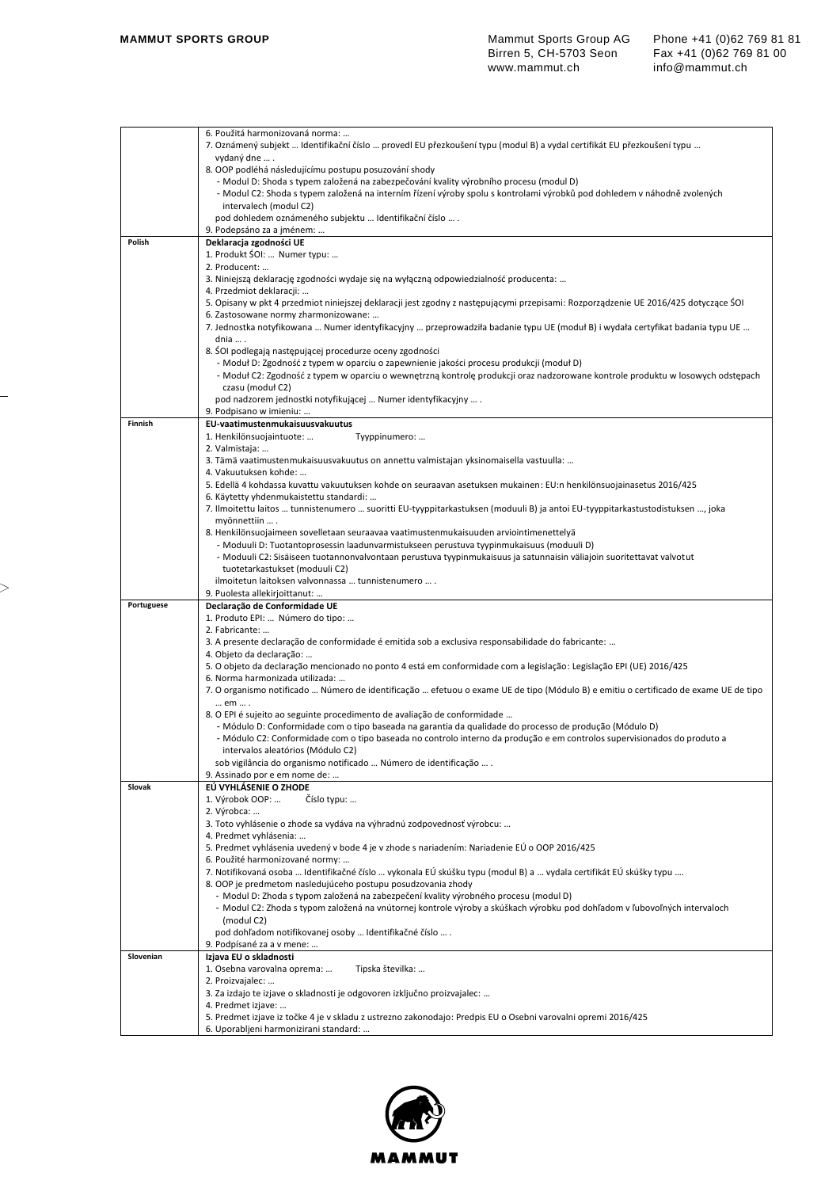| | |
|---|---|
| | 6. Použitá harmonizovaná norma: …<br>7. Oznámený subjekt … Identifikační číslo … provedl EU přezkoušení typu (modul B) a vydal certifikát EU přezkoušení typu … vydaný dne … .<br>8. OOP podléhá následujícímu postupu posuzování shody<br>- Modul D: Shoda s typem založená na zabezpečování kvality výrobního procesu (modul D)<br>- Modul C2: Shoda s typem založená na interním řízení výroby spolu s kontrolami výrobků pod dohledem v náhodně zvolených intervalech (modul C2)<br>pod dohledem oznámeného subjektu … Identifikační číslo … .<br>9. Podepsáno za a jménem: … |
| **Polish** | **Deklaracja zgodności UE**<br>1. Produkt ŚOI: … Numer typu: …<br>2. Producent: …<br>3. Niniejszą deklarację zgodności wydaje się na wyłączną odpowiedzialność producenta: …<br>4. Przedmiot deklaracji: …<br>5. Opisany w pkt 4 przedmiot niniejszej deklaracji jest zgodny z następującymi przepisami: Rozporządzenie UE 2016/425 dotyczące ŚOI<br>6. Zastosowane normy zharmonizowane: …<br>7. Jednostka notyfikowana … Numer identyfikacyjny … przeprowadziła badanie typu UE (moduł B) i wydała certyfikat badania typu UE … dnia … .<br>8. ŚOI podlegają następującej procedurze oceny zgodności<br>- Moduł D: Zgodność z typem w oparciu o zapewnienie jakości procesu produkcji (moduł D)<br>- Moduł C2: Zgodność z typem w oparciu o wewnętrzną kontrolę produkcji oraz nadzorowane kontrole produktu w losowych odstępach czasu (moduł C2)<br>pod nadzorem jednostki notyfikującej … Numer identyfikacyjny … .<br>9. Podpisano w imieniu: … |
| **Finnish** | **EU-vaatimustenmukaisuusvakuutus**<br>1. Henkilönsuojaintuote: … Tyyppinumero: …<br>2. Valmistaja: …<br>3. Tämä vaatimustenmukaisuusvakuutus on annettu valmistajan yksinomaisella vastuulla: …<br>4. Vakuutuksen kohde: …<br>5. Edellä 4 kohdassa kuvattu vakuutuksen kohde on seuraavan asetuksen mukainen: EU:n henkilönsuojainasetus 2016/425<br>6. Käytetty yhdenmukaistettu standardi: …<br>7. Ilmoitettu laitos … tunnistenumero … suoritti EU-tyyppitarkastuksen (moduuli B) ja antoi EU-tyyppitarkastustodistuksen …, joka myönnettiin … .<br>8. Henkilönsuojaimeen sovelletaan seuraavaa vaatimustenmukaisuuden arviointimenettelyä<br>- Moduuli D: Tuotantoprosessin laadunvarmistukseen perustuva tyypinmukaisuus (moduuli D)<br>- Moduuli C2: Sisäiseen tuotannonvalvontaan perustuva tyypinmukaisuus ja satunnaisin väliajoin suoritettavat valvotut tuotetarkastukset (moduuli C2)<br>ilmoitetun laitoksen valvonnassa … tunnistenumero … .<br>9. Puolesta allekirjoittanut: … |
| **Portuguese** | **Declaração de Conformidade UE**<br>1. Produto EPI: … Número do tipo: …<br>2. Fabricante: …<br>3. A presente declaração de conformidade é emitida sob a exclusiva responsabilidade do fabricante: …<br>4. Objeto da declaração: …<br>5. O objeto da declaração mencionado no ponto 4 está em conformidade com a legislação: Legislação EPI (UE) 2016/425<br>6. Norma harmonizada utilizada: …<br>7. O organismo notificado … Número de identificação … efetuou o exame UE de tipo (Módulo B) e emitiu o certificado de exame UE de tipo … em … .<br>8. O EPI é sujeito ao seguinte procedimento de avaliação de conformidade …<br>- Módulo D: Conformidade com o tipo baseada na garantia da qualidade do processo de produção (Módulo D)<br>- Módulo C2: Conformidade com o tipo baseada no controlo interno da produção e em controlos supervisionados do produto a intervalos aleatórios (Módulo C2)<br>sob vigilância do organismo notificado … Número de identificação … .<br>9. Assinado por e em nome de: … |
| **Slovak** | **EÚ VYHLÁSENIE O ZHODE**<br>1. Výrobok OOP: … Číslo typu: …<br>2. Výrobca: …<br>3. Toto vyhlásenie o zhode sa vydáva na výhradnú zodpovednosť výrobcu: …<br>4. Predmet vyhlásenia: …<br>5. Predmet vyhlásenia uvedený v bode 4 je v zhode s nariadením: Nariadenie EÚ o OOP 2016/425<br>6. Použité harmonizované normy: …<br>7. Notifikovaná osoba … Identifikačné číslo … vykonala EÚ skúšku typu (modul B) a … vydala certifikát EÚ skúšky typu ….<br>8. OOP je predmetom nasledujúceho postupu posudzovania zhody<br>- Modul D: Zhoda s typom založená na zabezpečení kvality výrobného procesu (modul D)<br>- Modul C2: Zhoda s typom založená na vnútornej kontrole výroby a skúškach výrobku pod dohľadom v ľubovoľných intervaloch (modul C2)<br>pod dohľadom notifikovanej osoby … Identifikačné číslo … .<br>9. Podpísané za a v mene: … |
| **Slovenian** | **Izjava EU o skladnosti**<br>1. Osebna varovalna oprema: … Tipska številka: …<br>2. Proizvajalec: …<br>3. Za izdajo te izjave o skladnosti je odgovoren izključno proizvajalec: …<br>4. Predmet izjave: …<br>5. Predmet izjave iz točke 4 je v skladu z ustrezno zakonodajo: Predpis EU o Osebni varovalni opremi 2016/425<br>6. Uporabljeni harmonizirani standard: … |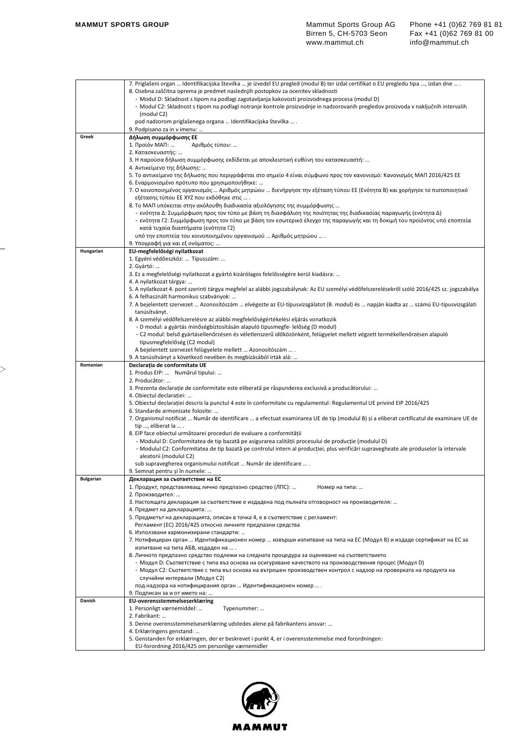| | |
|---|---|
| | 7. Priglašeni organ … Identifikacijska številka … je izvedel EU pregled (modul B) ter izdal certifikat o EU pregledu tipa …, izdan dne … .<br>8. Osebna zaščitna oprema je predmet naslednjih postopkov za ocenitev skladnosti<br>- Modul D: Skladnost s tipom na podlagi zagotavljanja kakovosti proizvodnega procesa (modul D)<br>- Modul C2: Skladnost s tipom na podlagi notranje kontrole proizvodnje in nadzorovanih pregledov proizvoda v naključnih intervalih (modul C2)<br>pod nadzorom priglašenega organa … Identifikacijska številka … .<br>9. Podpisano za in v imenu: … |
| **Greek** | **Δήλωση συμμόρφωσης ΕΕ**<br>1. Προϊόν ΜΑΠ: … Αριθμός τύπου: …<br>2. Κατασκευαστής: …<br>3. Η παρούσα δήλωση συμμόρφωσης εκδίδεται με αποκλειστική ευθύνη του κατασκευαστή: …<br>4. Αντικείμενο της δήλωσης: …<br>5. Το αντικείμενο της δήλωσης που περιγράφεται στο σημείο 4 είναι σύμφωνο προς τον κανονισμό: Κανονισμός ΜΑΠ 2016/425 ΕΕ<br>6. Εναρμονισμένο πρότυπο που χρησιμοποιήθηκε: …<br>7. Ο κοινοποιημένος οργανισμός … Αριθμός μητρώου … διενήργησε την εξέταση τύπου ΕΕ (Ενότητα Β) και χορήγησε το πιστοποιητικό εξέτασης τύπου ΕΕ XYZ που εκδόθηκε στις … .<br>8. Το ΜΑΠ υπόκειται στην ακόλουθη διαδικασία αξιολόγησης της συμμόρφωσης …<br>- ενότητα Δ: Συμμόρφωση προς τον τύπο με βάση τη διασφάλιση της ποιότητας της διαδικασίας παραγωγής (ενότητα Δ)<br>- ενότητα Γ2: Συμμόρφωση προς τον τύπο με βάση τον εσωτερικό έλεγχο της παραγωγής και τη δοκιμή του προϊόντος υπό εποπτεία κατά τυχαία διαστήματα (ενότητα Γ2)<br>υπό την εποπτεία του κοινοποιημένου οργανισμού … Αριθμός μητρώου … .<br>9. Υπογραφή για και εξ ονόματος: … |
| **Hungarian** | **EU-megfelelőségi nyilatkozat**<br>1. Egyéni védőeszköz: … Típusszám: …<br>2. Gyártó: …<br>3. Ez a megfelelőségi nyilatkozat a gyártó kizárólagos felelősségére kerül kiadásra: …<br>4. A nyilatkozat tárgya: …<br>5. A nyilatkozat 4. pont szerinti tárgya megfelel az alábbi jogszabálynak: Az EU személyi védőfelszerelésekről szóló 2016/425 sz. jogszabálya<br>6. A felhasznált harmonikus szabványok: …<br>7. A bejelentett szervezet … Azonosítószám … elvégezte az EU-típusvizsgálatot (B. modul) és … napján kiadta az … számú EU-típusvizsgálati tanúsítványt.<br>8. A személyi védőfelszerelésre az alábbi megfelelőségértékelési eljárás vonatkozik<br>- D modul: a gyártás minőségbiztosításán alapuló típusmegfe- lelőség (D modul)<br>- C2 modul: belső gyártásellenőrzésen és véletlenszerű időközönként, felügyelet mellett végzett termékellenőrzésen alapuló típusmegfelelőség (C2 modul)<br>A bejelentett szervezet felügyelete mellett … Azonosítószám … .<br>9. A tanúsítványt a következő nevében és megbízásából írták alá: … |
| **Romanian** | **Declarația de conformitate UE**<br>1. Produs EIP: … Numărul tipului: …<br>2. Producător: …<br>3. Prezenta declarație de conformitate este eliberată pe răspunderea exclusivă a producătorului: …<br>4. Obiectul declarației: …<br>5. Obiectul declarației descris la punctul 4 este în conformitate cu regulamentul: Regulamentul UE privind EIP 2016/425<br>6. Standarde armonizate folosite: …<br>7. Organismul notificat … Număr de identificare … a efectuat examinarea UE de tip (modulul B) și a eliberat certificatul de examinare UE de tip …, eliberat la … .<br>8. EIP face obiectul următoarei proceduri de evaluare a conformității<br>- Modulul D: Conformitatea de tip bazată pe asigurarea calității procesului de producție (modulul D)<br>- Modulul C2: Conformitatea de tip bazată pe controlul intern al producției, plus verificări supravegheate ale produselor la intervale aleatorii (modulul C2)<br>sub supravegherea organismului notificat … Număr de identificare … .<br>9. Semnat pentru și în numele: … |
| **Bulgarian** | **Декларация за съответствие на ЕС**<br>1. Продукт, представляващ лично предпазно средство (ЛПС): … Номер на типа: …<br>2. Производител: …<br>3. Настоящата декларация за съответствие е издадена под пълната отговорност на производителя: …<br>4. Предмет на декларацията: …<br>5. Предметът на декларацията, описан в точка 4, е в съответствие с регламент:<br>Регламент (ЕС) 2016/425 относно личните предпазни средства<br>6. Използвани хармонизирани стандарти: …<br>7. Нотифициран орган … Идентификационен номер … извърши изпитване на типа на ЕС (Модул B) и издаде сертификат на ЕС за изпитване на типа АБВ, издаден на … .<br>8. Личното предпазно средство подлежи на следната процедура за оценяване на съответствието<br>- Модул D: Съответствие с типа въз основа на осигуряване качеството на производствения процес (Модул D)<br>- Модул C2: Съответствие с типа въз основа на вътрешен производствен контрол с надзор на проверката на продукта на случайни интервали (Модул C2)<br>под надзора на нотифицирания орган … Идентификационен номер … .<br>9. Подписан за и от името на: … |
| **Danish** | **EU-overensstemmelseserklæring**<br>1. Personligt værnemiddel: … Typenummer: …<br>2. Fabrikant: …<br>3. Denne overensstemmelseserklæring udstedes alene på fabrikantens ansvar: …<br>4. Erklæringens genstand: …<br>5. Genstanden for erklæringen, der er beskrevet i punkt 4, er i overensstemmelse med forordningen:<br>EU-forordning 2016/425 om personlige værnemidler |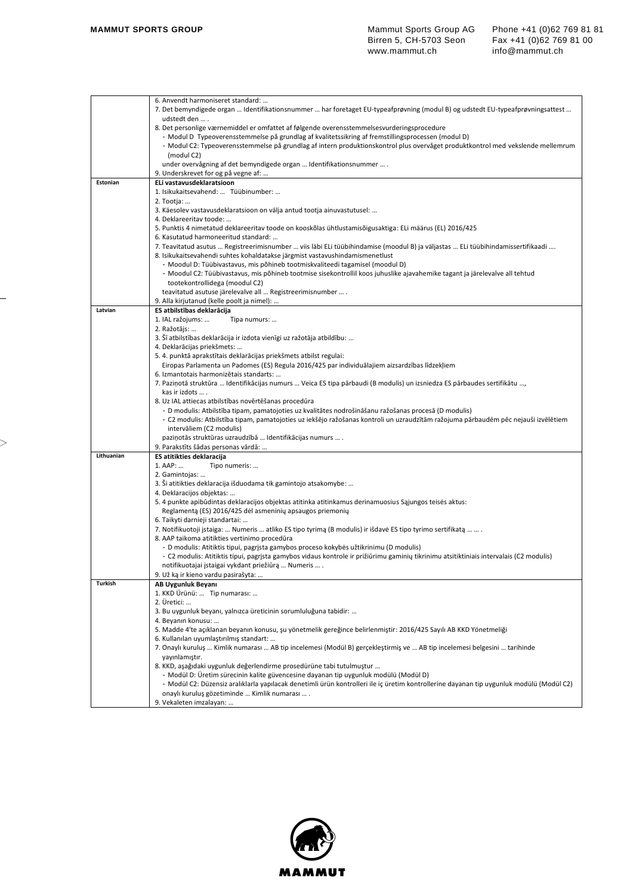| | |
|---|---|
| | 6. Anvendt harmoniseret standard: …<br>7. Det bemyndigede organ … Identifikationsnummer … har foretaget EU-typeafprøvning (modul B) og udstedt EU-typeafprøvningsattest … udstedt den … .<br>8. Det personlige værnemiddel er omfattet af følgende overensstemmelsesvurderingsprocedure<br>- Modul D Typeoverensstemmelse på grundlag af kvalitetssikring af fremstillingsprocessen (modul D)<br>- Modul C2: Typeoverensstemmelse på grundlag af intern produktionskontrol plus overvåget produktkontrol med vekslende mellemrum (modul C2)<br>under overvågning af det bemyndigede organ … Identifikationsnummer … .<br>9. Underskrevet for og på vegne af: … |
| **Estonian** | **ELi vastavusdeklaratsioon**<br>1. Isikukaitsevahend: … Tüübinumber: …<br>2. Tootja: …<br>3. Käesolev vastavusdeklaratsioon on välja antud tootja ainuvastutusel: …<br>4. Deklareeritav toode: …<br>5. Punktis 4 nimetatud deklareeritav toode on kooskõlas ühtlustamisõigusaktiga: ELi määrus (EL) 2016/425<br>6. Kasutatud harmoneeritud standard: …<br>7. Teavitatud asutus … Registreerimisnumber … viis läbi ELi tüübihindamise (moodul B) ja väljastas … ELi tüübihindamissertifikaadi ….<br>8. Isikukaitsevahendi suhtes kohaldatakse järgmist vastavushindamismenetlust<br>- Moodul D: Tüübivastavus, mis põhineb tootmiskvaliteedi tagamisel (moodul D)<br>- Moodul C2: Tüübivastavus, mis põhineb tootmise sisekontrollil koos juhuslike ajavahemike tagant ja järelevalve all tehtud tootekontrollidega (moodul C2)<br>teavitatud asutuse järelevalve all … Registreerimisnumber … .<br>9. Alla kirjutanud (kelle poolt ja nimel): … |
| **Latvian** | **ES atbilstības deklarācija**<br>1. IAL ražojums: … Tipa numurs: …<br>2. Ražotājs: …<br>3. Šī atbilstības deklarācija ir izdota vienīgi uz ražotāja atbildību: …<br>4. Deklarācijas priekšmets: …<br>5. 4. punktā aprakstītais deklarācijas priekšmets atbilst regulai:<br>Eiropas Parlamenta un Padomes (ES) Regula 2016/425 par individuālajiem aizsardzības līdzekļiem<br>6. Izmantotais harmonizētais standarts: …<br>7. Paziņotā struktūra … Identifikācijas numurs … Veica ES tipa pārbaudi (B modulis) un izsniedza ES pārbaudes sertifikātu …, kas ir izdots … .<br>8. Uz IAL attiecas atbilstības novērtēšanas procedūra<br>- D modulis: Atbilstība tipam, pamatojoties uz kvalitātes nodrošināšanu ražošanas procesā (D modulis)<br>- C2 modulis: Atbilstība tipam, pamatojoties uz iekšējo ražošanas kontroli un uzraudzītām ražojuma pārbaudēm pēc nejauši izvēlētiem intervāliem (C2 modulis)<br>paziņotās struktūras uzraudzībā … Identifikācijas numurs … .<br>9. Parakstīts šādas personas vārdā: … |
| **Lithuanian** | **ES atitikties deklaracija**<br>1. AAP: … Tipo numeris: …<br>2. Gamintojas: …<br>3. Ši atitikties deklaracija išduodama tik gamintojo atsakomybe: …<br>4. Deklaracijos objektas: …<br>5. 4 punkte apibūdintas deklaracijos objektas atitinka atitinkamus derinamuosius Sąjungos teisės aktus:<br>Reglamentą (ES) 2016/425 dėl asmeninių apsaugos priemonių<br>6. Taikyti darnieji standartai: …<br>7. Notifikuotoji įstaiga: … Numeris … atliko ES tipo tyrimą (B modulis) ir išdavė ES tipo tyrimo sertifikatą … … .<br>8. AAP taikoma atitikties vertinimo procedūra<br>- D modulis: Atitiktis tipui, pagrįsta gamybos proceso kokybės užtikrinimu (D modulis)<br>- C2 modulis: Atitiktis tipui, pagrįsta gamybos vidaus kontrole ir prižiūrimu gaminių tikrinimu atsitiktiniais intervalais (C2 modulis)<br>notifikuotajai įstaigai vykdant priežiūrą … Numeris … .<br>9. Už ką ir kieno vardu pasirašyta: … |
| **Turkish** | **AB Uygunluk Beyanı**<br>1. KKD Ürünü: … Tip numarası: …<br>2. Üretici: …<br>3. Bu uygunluk beyanı, yalnızca üreticinin sorumluluğuna tabidir: …<br>4. Beyanın konusu: …<br>5. Madde 4'te açıklanan beyanın konusu, şu yönetmelik gereğince belirlenmiştir: 2016/425 Sayılı AB KKD Yönetmeliği<br>6. Kullanılan uyumlaştırılmış standart: …<br>7. Onaylı kuruluş … Kimlik numarası … AB tip incelemesi (Modül B) gerçekleştirmiş ve … AB tip incelemesi belgesini … tarihinde yayınlamıştır.<br>8. KKD, aşağıdaki uygunluk değerlendirme prosedürüne tabi tutulmuştur …<br>- Modül D: Üretim sürecinin kalite güvencesine dayanan tip uygunluk modülü (Modül D)<br>- Modül C2: Düzensiz aralıklarla yapılacak denetimli ürün kontrolleri ile iç üretim kontrollerine dayanan tip uygunluk modülü (Modül C2)<br>onaylı kuruluş gözetiminde … Kimlik numarası … .<br>9. Vekaleten imzalayan: … |